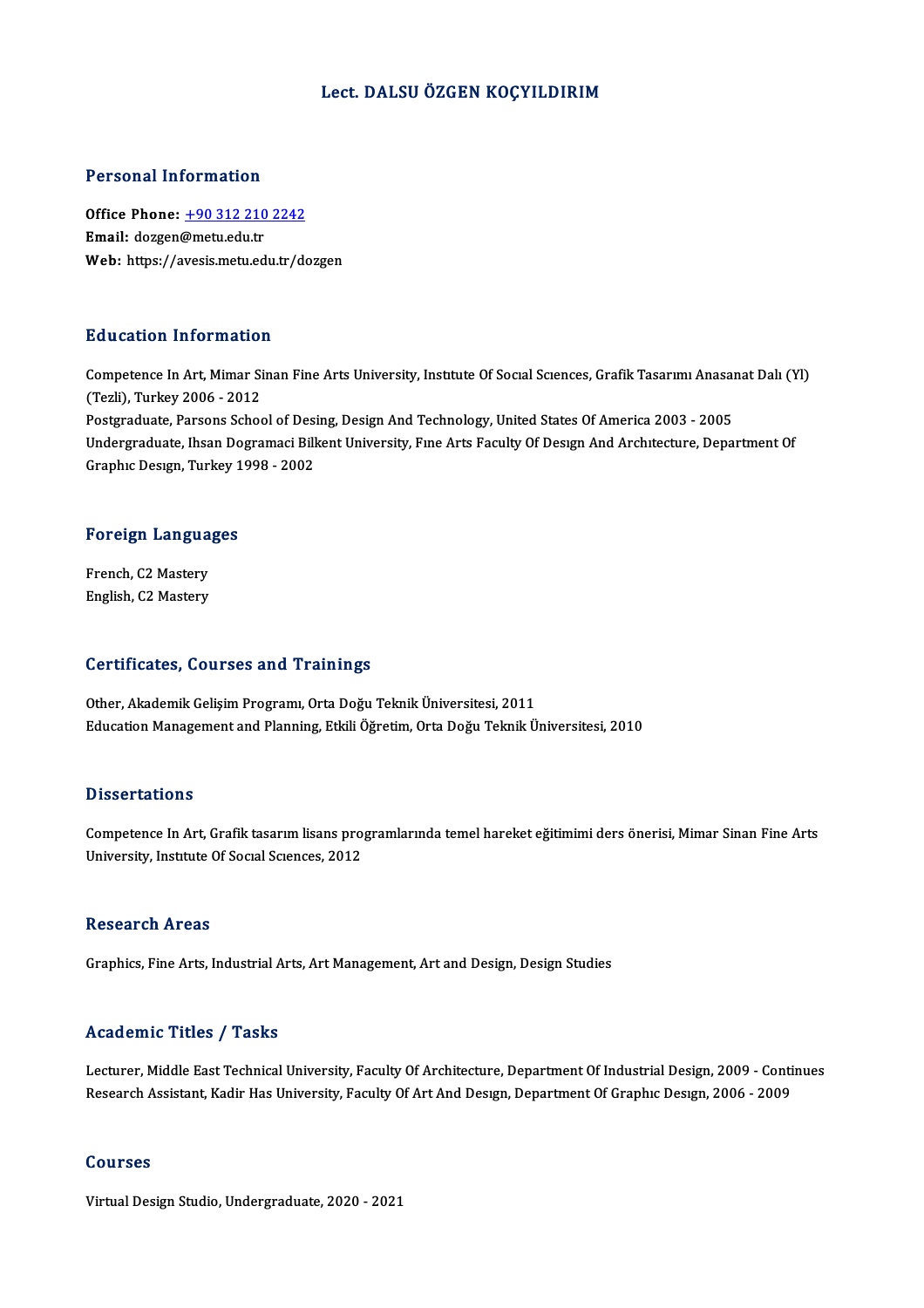# Lect. DALSU ÖZGEN KOÇYILDIRIM

## Personal Information

**Office Phone:** +90 312 210 2242
**Email:** dozgen@metu.edu.tr
**Web:** https://avesis.metu.edu.tr/dozgen

## Education Information

Competence In Art, Mimar Sinan Fine Arts University, Institute Of Social Sciences, Grafik Tasarımı Anasanat Dalı (Yl) (Tezli), Turkey 2006 - 2012
Postgraduate, Parsons School of Desing, Design And Technology, United States Of America 2003 - 2005
Undergraduate, Ihsan Dogramaci Bilkent University, Fine Arts Faculty Of Design And Architecture, Department Of Graphic Design, Turkey 1998 - 2002

## Foreign Languages

French, C2 Mastery
English, C2 Mastery

## Certificates, Courses and Trainings

Other, Akademik Gelişim Programı, Orta Doğu Teknik Üniversitesi, 2011
Education Management and Planning, Etkili Öğretim, Orta Doğu Teknik Üniversitesi, 2010

## Dissertations

Competence In Art, Grafik tasarım lisans programlarında temel hareket eğitimimi ders önerisi, Mimar Sinan Fine Arts University, Institute Of Social Sciences, 2012

## Research Areas

Graphics, Fine Arts, Industrial Arts, Art Management, Art and Design, Design Studies

## Academic Titles / Tasks

Lecturer, Middle East Technical University, Faculty Of Architecture, Department Of Industrial Design, 2009 - Continues
Research Assistant, Kadir Has University, Faculty Of Art And Design, Department Of Graphic Design, 2006 - 2009

## Courses

Virtual Design Studio, Undergraduate, 2020 - 2021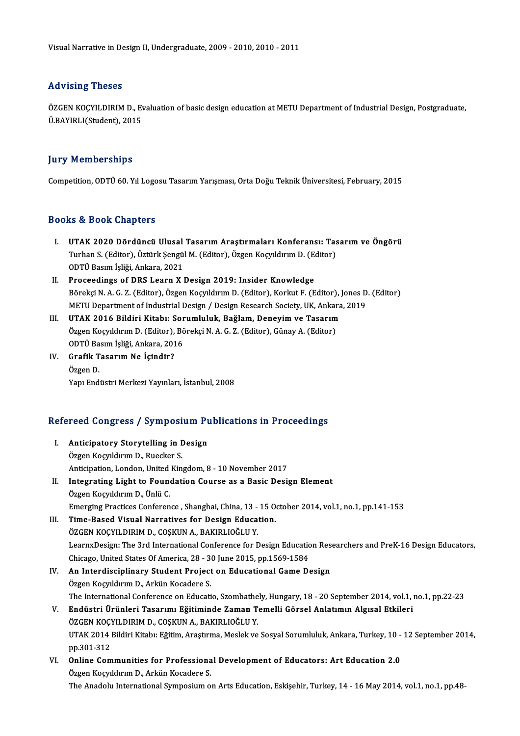Visual Narrative in Design II, Undergraduate, 2009 - 2010, 2010 - 2011

## Advising Theses

ÖZGEN KOÇYILDIRIM D., Evaluation of basic design education at METU Department of Industrial Design, Postgraduate, Ü.BAYIRLI(Student), 2015

## Jury Memberships

Competition, ODTÜ 60. Yıl Logosu Tasarım Yarışması, Orta Doğu Teknik Üniversitesi, February, 2015

## Books & Book Chapters

I. **UTAK 2020 Dördüncü Ulusal Tasarım Araştırmaları Konferansı: Tasarım ve Öngörü**
   Turhan S. (Editor), Öztürk Şengül M. (Editor), Özgen Koçyıldırım D. (Editor)
   ODTÜ Basım İşliği, Ankara, 2021
II. **Proceedings of DRS Learn X Design 2019: Insider Knowledge**
   Börekçi N. A. G. Z. (Editor), Özgen Koçyıldırım D. (Editor), Korkut F. (Editor), Jones D. (Editor)
   METU Department of Industrial Design / Design Research Society, UK, Ankara, 2019
III. **UTAK 2016 Bildiri Kitabı: Sorumluluk, Bağlam, Deneyim ve Tasarım**
   Özgen Koçyıldırım D. (Editor), Börekçi N. A. G. Z. (Editor), Günay A. (Editor)
   ODTÜ Basım İşliği, Ankara, 2016
IV. **Grafik Tasarım Ne İçindir?**
   Özgen D.
   Yapı Endüstri Merkezi Yayınları, İstanbul, 2008

## Refereed Congress / Symposium Publications in Proceedings

I. **Anticipatory Storytelling in Design**
   Özgen Koçyıldırım D., Ruecker S.
   Anticipation, London, United Kingdom, 8 - 10 November 2017
II. **Integrating Light to Foundation Course as a Basic Design Element**
   Özgen Koçyıldırım D., Ünlü C.
   Emerging Practices Conference , Shanghai, China, 13 - 15 October 2014, vol.1, no.1, pp.141-153
III. **Time-Based Visual Narratives for Design Education.**
   ÖZGEN KOÇYILDIRIM D., COŞKUN A., BAKIRLIOĞLU Y.
   LearnxDesign: The 3rd International Conference for Design Education Researchers and PreK-16 Design Educators, Chicago, United States Of America, 28 - 30 June 2015, pp.1569-1584
IV. **An Interdisciplinary Student Project on Educational Game Design**
   Özgen Koçyıldırım D., Arkün Kocadere S.
   The International Conference on Educatio, Szombathely, Hungary, 18 - 20 September 2014, vol.1, no.1, pp.22-23
V. **Endüstri Ürünleri Tasarımı Eğitiminde Zaman Temelli Görsel Anlatımın Algısal Etkileri**
   ÖZGEN KOÇYILDIRIM D., COŞKUN A., BAKIRLIOĞLU Y.
   UTAK 2014 Bildiri Kitabı: Eğitim, Araştırma, Meslek ve Sosyal Sorumluluk, Ankara, Turkey, 10 - 12 September 2014, pp.301-312
VI. **Online Communities for Professional Development of Educators: Art Education 2.0**
   Özgen Koçyıldırım D., Arkün Kocadere S.
   The Anadolu International Symposium on Arts Education, Eskişehir, Turkey, 14 - 16 May 2014, vol.1, no.1, pp.48-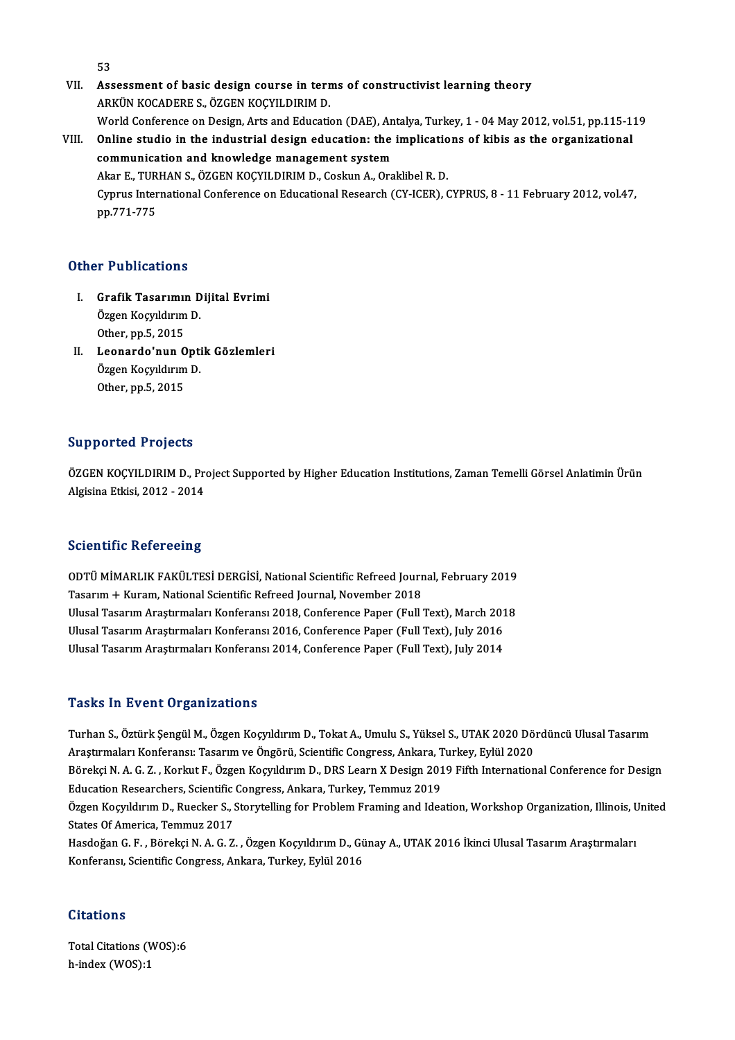53

VII. **Assessment of basic design course in terms of constructivist learning theory**
ARKÜN KOCADERE S., ÖZGEN KOÇYILDIRIM D.
World Conference on Design, Arts and Education (DAE), Antalya, Turkey, 1 - 04 May 2012, vol.51, pp.115-119

VIII. **Online studio in the industrial design education: the implications of kibis as the organizational communication and knowledge management system**
Akar E., TURHAN S., ÖZGEN KOÇYILDIRIM D., Coskun A., Oraklibel R. D.
Cyprus International Conference on Educational Research (CY-ICER), CYPRUS, 8 - 11 February 2012, vol.47, pp.771-775

## Other Publications

I. **Grafik Tasarımın Dijital Evrimi**
Özgen Koçyıldırım D.
Other, pp.5, 2015

II. **Leonardo'nun Optik Gözlemleri**
Özgen Koçyıldırım D.
Other, pp.5, 2015

## Supported Projects

ÖZGEN KOÇYILDIRIM D., Project Supported by Higher Education Institutions, Zaman Temelli Görsel Anlatimin Ürün Algisina Etkisi, 2012 - 2014

## Scientific Refereeing

ODTÜ MİMARLIK FAKÜLTESİ DERGİSİ, National Scientific Refreed Journal, February 2019
Tasarım + Kuram, National Scientific Refreed Journal, November 2018
Ulusal Tasarım Araştırmaları Konferansı 2018, Conference Paper (Full Text), March 2018
Ulusal Tasarım Araştırmaları Konferansı 2016, Conference Paper (Full Text), July 2016
Ulusal Tasarım Araştırmaları Konferansı 2014, Conference Paper (Full Text), July 2014

## Tasks In Event Organizations

Turhan S., Öztürk Şengül M., Özgen Koçyıldırım D., Tokat A., Umulu S., Yüksel S., UTAK 2020 Dördüncü Ulusal Tasarım Araştırmaları Konferansı: Tasarım ve Öngörü, Scientific Congress, Ankara, Turkey, Eylül 2020

Börekçi N. A. G. Z. , Korkut F., Özgen Koçyıldırım D., DRS Learn X Design 2019 Fifth International Conference for Design Education Researchers, Scientific Congress, Ankara, Turkey, Temmuz 2019

Özgen Koçyıldırım D., Ruecker S., Storytelling for Problem Framing and Ideation, Workshop Organization, Illinois, United States Of America, Temmuz 2017

Hasdoğan G. F. , Börekçi N. A. G. Z. , Özgen Koçyıldırım D., Günay A., UTAK 2016 İkinci Ulusal Tasarım Araştırmaları Konferansı, Scientific Congress, Ankara, Turkey, Eylül 2016

## Citations

Total Citations (WOS):6
h-index (WOS):1